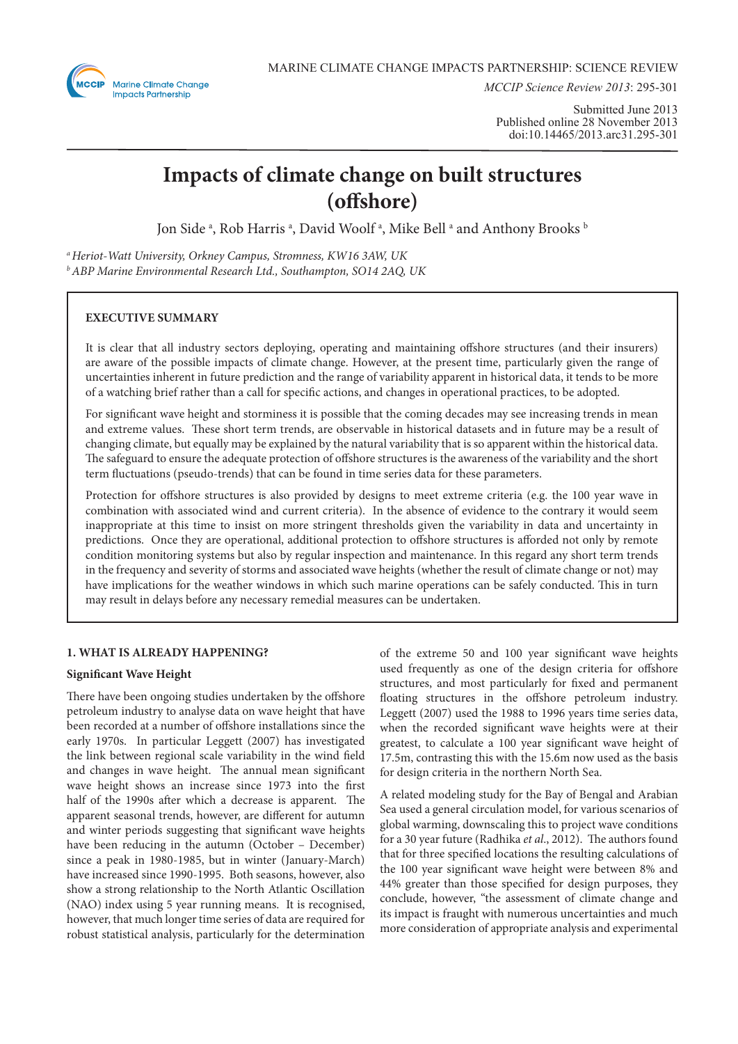MARINE CLIMATE CHANGE IMPACTS PARTNERSHIP: SCIENCE REVIEW

*MCCIP Science Review 2013*: 295-301

Submitted June 2013
Published online 28 November 2013
doi:10.14465/2013.arc31.295-301

# Impacts of climate change on built structures (offshore)

Jon Side [a], Rob Harris [a], David Woolf [a], Mike Bell [a] and Anthony Brooks [b]

[a] *Heriot-Watt University, Orkney Campus, Stromness, KW16 3AW, UK*
[b] *ABP Marine Environmental Research Ltd., Southampton, SO14 2AQ, UK*

**EXECUTIVE SUMMARY**

It is clear that all industry sectors deploying, operating and maintaining offshore structures (and their insurers) are aware of the possible impacts of climate change. However, at the present time, particularly given the range of uncertainties inherent in future prediction and the range of variability apparent in historical data, it tends to be more of a watching brief rather than a call for specific actions, and changes in operational practices, to be adopted.

For significant wave height and storminess it is possible that the coming decades may see increasing trends in mean and extreme values. These short term trends, are observable in historical datasets and in future may be a result of changing climate, but equally may be explained by the natural variability that is so apparent within the historical data. The safeguard to ensure the adequate protection of offshore structures is the awareness of the variability and the short term fluctuations (pseudo-trends) that can be found in time series data for these parameters.

Protection for offshore structures is also provided by designs to meet extreme criteria (e.g. the 100 year wave in combination with associated wind and current criteria). In the absence of evidence to the contrary it would seem inappropriate at this time to insist on more stringent thresholds given the variability in data and uncertainty in predictions. Once they are operational, additional protection to offshore structures is afforded not only by remote condition monitoring systems but also by regular inspection and maintenance. In this regard any short term trends in the frequency and severity of storms and associated wave heights (whether the result of climate change or not) may have implications for the weather windows in which such marine operations can be safely conducted. This in turn may result in delays before any necessary remedial measures can be undertaken.

## 1. WHAT IS ALREADY HAPPENING?

### Significant Wave Height

There have been ongoing studies undertaken by the offshore petroleum industry to analyse data on wave height that have been recorded at a number of offshore installations since the early 1970s. In particular Leggett (2007) has investigated the link between regional scale variability in the wind field and changes in wave height. The annual mean significant wave height shows an increase since 1973 into the first half of the 1990s after which a decrease is apparent. The apparent seasonal trends, however, are different for autumn and winter periods suggesting that significant wave heights have been reducing in the autumn (October – December) since a peak in 1980-1985, but in winter (January-March) have increased since 1990-1995. Both seasons, however, also show a strong relationship to the North Atlantic Oscillation (NAO) index using 5 year running means. It is recognised, however, that much longer time series of data are required for robust statistical analysis, particularly for the determination of the extreme 50 and 100 year significant wave heights used frequently as one of the design criteria for offshore structures, and most particularly for fixed and permanent floating structures in the offshore petroleum industry. Leggett (2007) used the 1988 to 1996 years time series data, when the recorded significant wave heights were at their greatest, to calculate a 100 year significant wave height of 17.5m, contrasting this with the 15.6m now used as the basis for design criteria in the northern North Sea.

A related modeling study for the Bay of Bengal and Arabian Sea used a general circulation model, for various scenarios of global warming, downscaling this to project wave conditions for a 30 year future (Radhika *et al*., 2012). The authors found that for three specified locations the resulting calculations of the 100 year significant wave height were between 8% and 44% greater than those specified for design purposes, they conclude, however, "the assessment of climate change and its impact is fraught with numerous uncertainties and much more consideration of appropriate analysis and experimental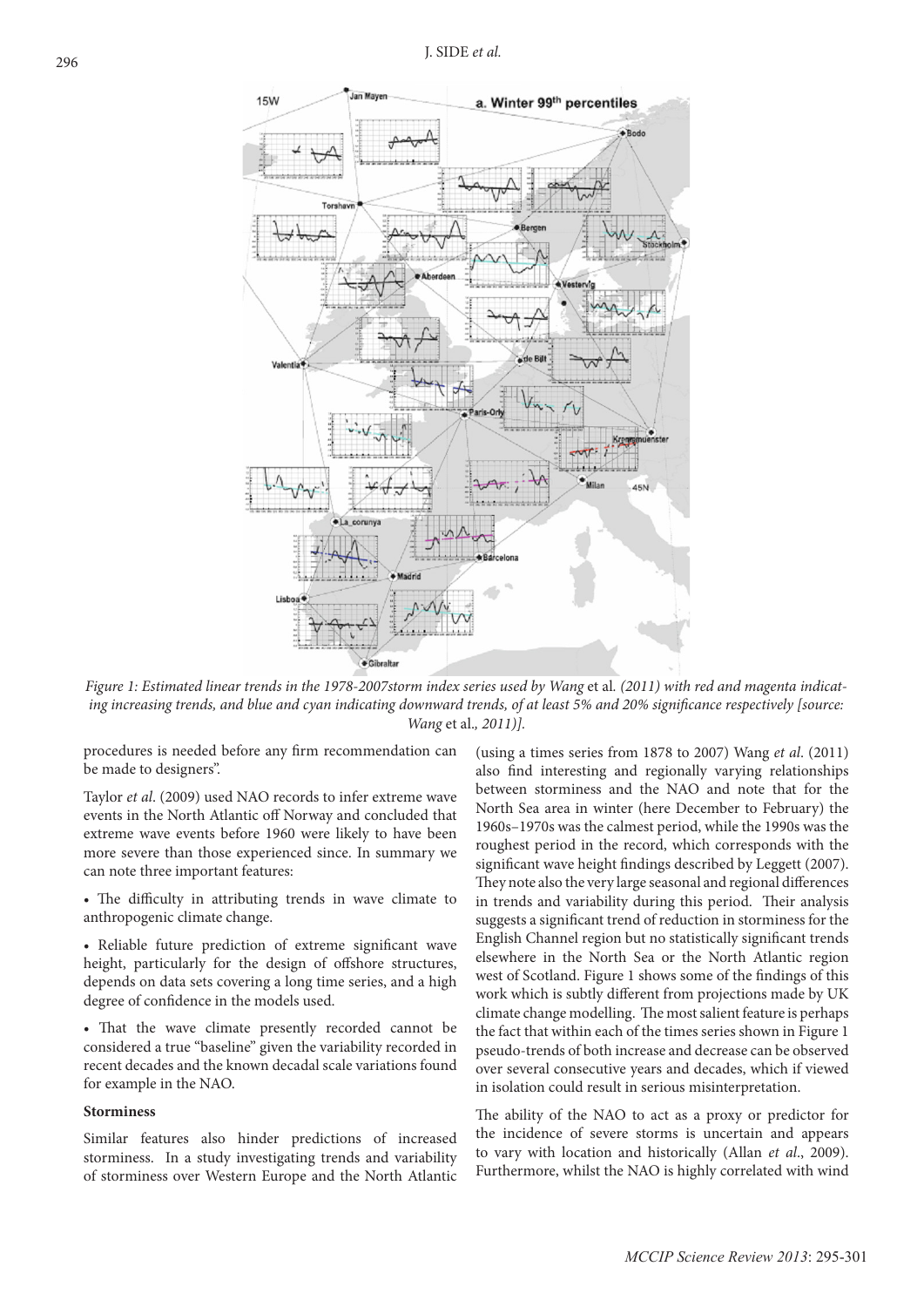*Figure 1: Estimated linear trends in the 1978-2007storm index series used by Wang* et al. *(2011) with red and magenta indicating increasing trends, and blue and cyan indicating downward trends, of at least 5% and 20% significance respectively [source: Wang* et al.*, 2011)].*

procedures is needed before any firm recommendation can be made to designers".

Taylor *et al*. (2009) used NAO records to infer extreme wave events in the North Atlantic off Norway and concluded that extreme wave events before 1960 were likely to have been more severe than those experienced since. In summary we can note three important features:

- The difficulty in attributing trends in wave climate to anthropogenic climate change.
- Reliable future prediction of extreme significant wave height, particularly for the design of offshore structures, depends on data sets covering a long time series, and a high degree of confidence in the models used.
- That the wave climate presently recorded cannot be considered a true "baseline" given the variability recorded in recent decades and the known decadal scale variations found for example in the NAO.

**Storminess**

Similar features also hinder predictions of increased storminess. In a study investigating trends and variability of storminess over Western Europe and the North Atlantic (using a times series from 1878 to 2007) Wang *et al*. (2011) also find interesting and regionally varying relationships between storminess and the NAO and note that for the North Sea area in winter (here December to February) the 1960s–1970s was the calmest period, while the 1990s was the roughest period in the record, which corresponds with the significant wave height findings described by Leggett (2007). They note also the very large seasonal and regional differences in trends and variability during this period. Their analysis suggests a significant trend of reduction in storminess for the English Channel region but no statistically significant trends elsewhere in the North Sea or the North Atlantic region west of Scotland. Figure 1 shows some of the findings of this work which is subtly different from projections made by UK climate change modelling. The most salient feature is perhaps the fact that within each of the times series shown in Figure 1 pseudo-trends of both increase and decrease can be observed over several consecutive years and decades, which if viewed in isolation could result in serious misinterpretation.

The ability of the NAO to act as a proxy or predictor for the incidence of severe storms is uncertain and appears to vary with location and historically (Allan *et al*., 2009). Furthermore, whilst the NAO is highly correlated with wind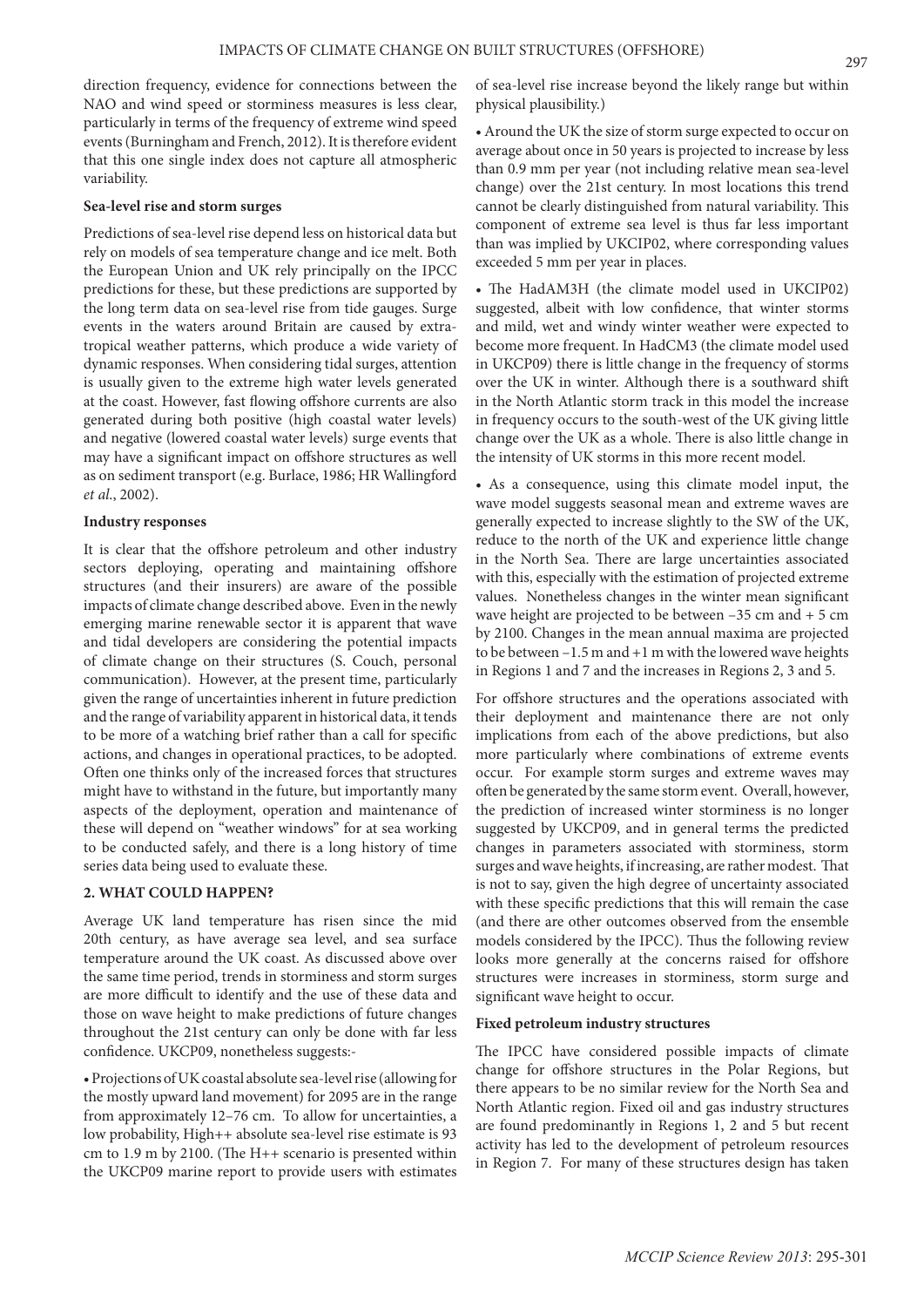direction frequency, evidence for connections between the NAO and wind speed or storminess measures is less clear, particularly in terms of the frequency of extreme wind speed events (Burningham and French, 2012). It is therefore evident that this one single index does not capture all atmospheric variability.

**Sea-level rise and storm surges**

Predictions of sea-level rise depend less on historical data but rely on models of sea temperature change and ice melt. Both the European Union and UK rely principally on the IPCC predictions for these, but these predictions are supported by the long term data on sea-level rise from tide gauges. Surge events in the waters around Britain are caused by extra-tropical weather patterns, which produce a wide variety of dynamic responses. When considering tidal surges, attention is usually given to the extreme high water levels generated at the coast. However, fast flowing offshore currents are also generated during both positive (high coastal water levels) and negative (lowered coastal water levels) surge events that may have a significant impact on offshore structures as well as on sediment transport (e.g. Burlace, 1986; HR Wallingford *et al.*, 2002).

**Industry responses**

It is clear that the offshore petroleum and other industry sectors deploying, operating and maintaining offshore structures (and their insurers) are aware of the possible impacts of climate change described above. Even in the newly emerging marine renewable sector it is apparent that wave and tidal developers are considering the potential impacts of climate change on their structures (S. Couch, personal communication). However, at the present time, particularly given the range of uncertainties inherent in future prediction and the range of variability apparent in historical data, it tends to be more of a watching brief rather than a call for specific actions, and changes in operational practices, to be adopted. Often one thinks only of the increased forces that structures might have to withstand in the future, but importantly many aspects of the deployment, operation and maintenance of these will depend on "weather windows" for at sea working to be conducted safely, and there is a long history of time series data being used to evaluate these.

## 2. WHAT COULD HAPPEN?

Average UK land temperature has risen since the mid 20th century, as have average sea level, and sea surface temperature around the UK coast. As discussed above over the same time period, trends in storminess and storm surges are more difficult to identify and the use of these data and those on wave height to make predictions of future changes throughout the 21st century can only be done with far less confidence. UKCP09, nonetheless suggests:-

- Projections of UK coastal absolute sea-level rise (allowing for the mostly upward land movement) for 2095 are in the range from approximately 12–76 cm. To allow for uncertainties, a low probability, High++ absolute sea-level rise estimate is 93 cm to 1.9 m by 2100. (The H++ scenario is presented within the UKCP09 marine report to provide users with estimates of sea-level rise increase beyond the likely range but within physical plausibility.)

- Around the UK the size of storm surge expected to occur on average about once in 50 years is projected to increase by less than 0.9 mm per year (not including relative mean sea-level change) over the 21st century. In most locations this trend cannot be clearly distinguished from natural variability. This component of extreme sea level is thus far less important than was implied by UKCIP02, where corresponding values exceeded 5 mm per year in places.

- The HadAM3H (the climate model used in UKCIP02) suggested, albeit with low confidence, that winter storms and mild, wet and windy winter weather were expected to become more frequent. In HadCM3 (the climate model used in UKCP09) there is little change in the frequency of storms over the UK in winter. Although there is a southward shift in the North Atlantic storm track in this model the increase in frequency occurs to the south-west of the UK giving little change over the UK as a whole. There is also little change in the intensity of UK storms in this more recent model.

- As a consequence, using this climate model input, the wave model suggests seasonal mean and extreme waves are generally expected to increase slightly to the SW of the UK, reduce to the north of the UK and experience little change in the North Sea. There are large uncertainties associated with this, especially with the estimation of projected extreme values. Nonetheless changes in the winter mean significant wave height are projected to be between –35 cm and + 5 cm by 2100. Changes in the mean annual maxima are projected to be between –1.5 m and +1 m with the lowered wave heights in Regions 1 and 7 and the increases in Regions 2, 3 and 5.

For offshore structures and the operations associated with their deployment and maintenance there are not only implications from each of the above predictions, but also more particularly where combinations of extreme events occur. For example storm surges and extreme waves may often be generated by the same storm event. Overall, however, the prediction of increased winter storminess is no longer suggested by UKCP09, and in general terms the predicted changes in parameters associated with storminess, storm surges and wave heights, if increasing, are rather modest. That is not to say, given the high degree of uncertainty associated with these specific predictions that this will remain the case (and there are other outcomes observed from the ensemble models considered by the IPCC). Thus the following review looks more generally at the concerns raised for offshore structures were increases in storminess, storm surge and significant wave height to occur.

**Fixed petroleum industry structures**

The IPCC have considered possible impacts of climate change for offshore structures in the Polar Regions, but there appears to be no similar review for the North Sea and North Atlantic region. Fixed oil and gas industry structures are found predominantly in Regions 1, 2 and 5 but recent activity has led to the development of petroleum resources in Region 7. For many of these structures design has taken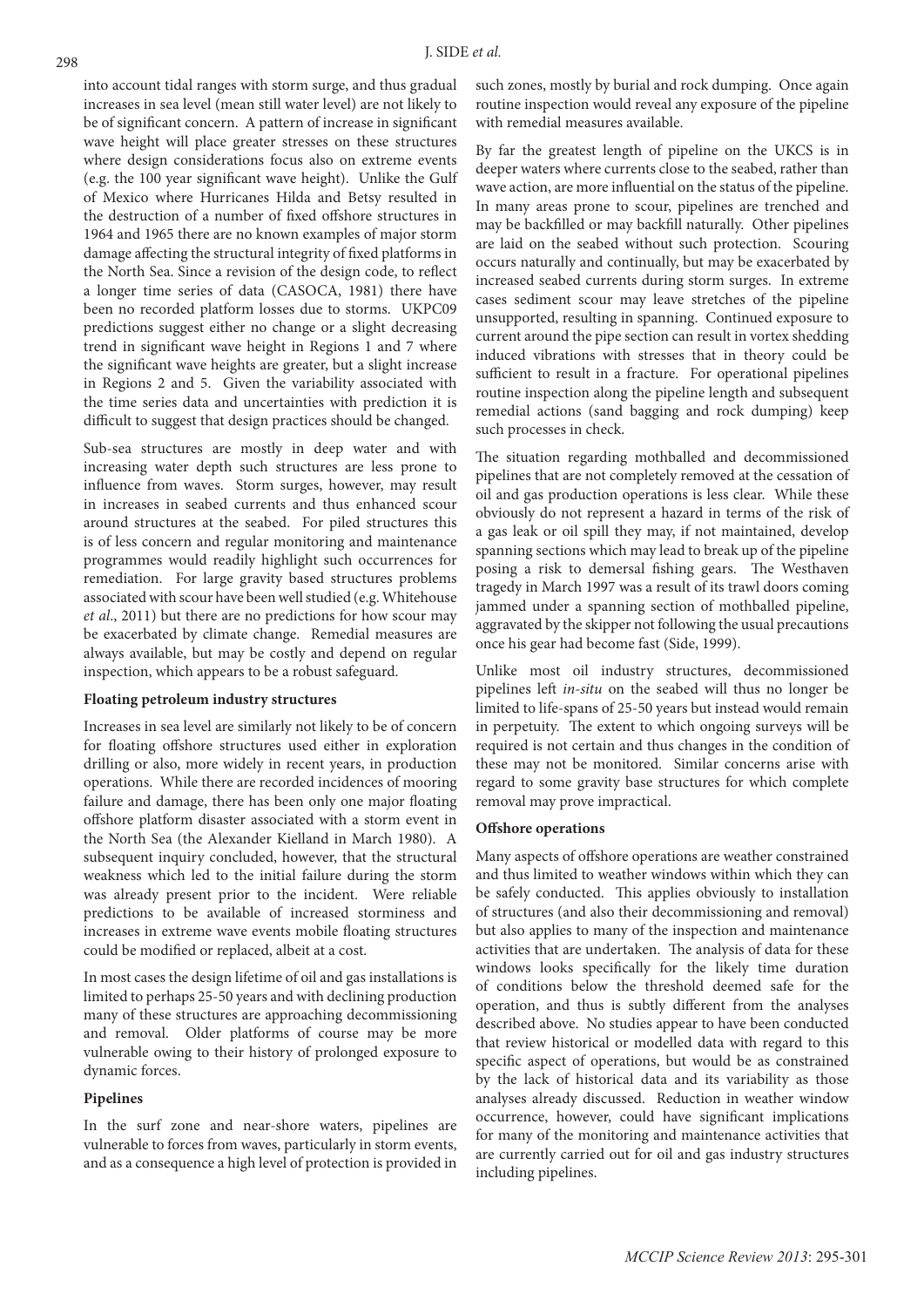into account tidal ranges with storm surge, and thus gradual increases in sea level (mean still water level) are not likely to be of significant concern. A pattern of increase in significant wave height will place greater stresses on these structures where design considerations focus also on extreme events (e.g. the 100 year significant wave height). Unlike the Gulf of Mexico where Hurricanes Hilda and Betsy resulted in the destruction of a number of fixed offshore structures in 1964 and 1965 there are no known examples of major storm damage affecting the structural integrity of fixed platforms in the North Sea. Since a revision of the design code, to reflect a longer time series of data (CASOCA, 1981) there have been no recorded platform losses due to storms. UKPC09 predictions suggest either no change or a slight decreasing trend in significant wave height in Regions 1 and 7 where the significant wave heights are greater, but a slight increase in Regions 2 and 5. Given the variability associated with the time series data and uncertainties with prediction it is difficult to suggest that design practices should be changed.

Sub-sea structures are mostly in deep water and with increasing water depth such structures are less prone to influence from waves. Storm surges, however, may result in increases in seabed currents and thus enhanced scour around structures at the seabed. For piled structures this is of less concern and regular monitoring and maintenance programmes would readily highlight such occurrences for remediation. For large gravity based structures problems associated with scour have been well studied (e.g. Whitehouse *et al*., 2011) but there are no predictions for how scour may be exacerbated by climate change. Remedial measures are always available, but may be costly and depend on regular inspection, which appears to be a robust safeguard.

**Floating petroleum industry structures**

Increases in sea level are similarly not likely to be of concern for floating offshore structures used either in exploration drilling or also, more widely in recent years, in production operations. While there are recorded incidences of mooring failure and damage, there has been only one major floating offshore platform disaster associated with a storm event in the North Sea (the Alexander Kielland in March 1980). A subsequent inquiry concluded, however, that the structural weakness which led to the initial failure during the storm was already present prior to the incident. Were reliable predictions to be available of increased storminess and increases in extreme wave events mobile floating structures could be modified or replaced, albeit at a cost.

In most cases the design lifetime of oil and gas installations is limited to perhaps 25-50 years and with declining production many of these structures are approaching decommissioning and removal. Older platforms of course may be more vulnerable owing to their history of prolonged exposure to dynamic forces.

**Pipelines**

In the surf zone and near-shore waters, pipelines are vulnerable to forces from waves, particularly in storm events, and as a consequence a high level of protection is provided in such zones, mostly by burial and rock dumping. Once again routine inspection would reveal any exposure of the pipeline with remedial measures available.

By far the greatest length of pipeline on the UKCS is in deeper waters where currents close to the seabed, rather than wave action, are more influential on the status of the pipeline. In many areas prone to scour, pipelines are trenched and may be backfilled or may backfill naturally. Other pipelines are laid on the seabed without such protection. Scouring occurs naturally and continually, but may be exacerbated by increased seabed currents during storm surges. In extreme cases sediment scour may leave stretches of the pipeline unsupported, resulting in spanning. Continued exposure to current around the pipe section can result in vortex shedding induced vibrations with stresses that in theory could be sufficient to result in a fracture. For operational pipelines routine inspection along the pipeline length and subsequent remedial actions (sand bagging and rock dumping) keep such processes in check.

The situation regarding mothballed and decommissioned pipelines that are not completely removed at the cessation of oil and gas production operations is less clear. While these obviously do not represent a hazard in terms of the risk of a gas leak or oil spill they may, if not maintained, develop spanning sections which may lead to break up of the pipeline posing a risk to demersal fishing gears. The Westhaven tragedy in March 1997 was a result of its trawl doors coming jammed under a spanning section of mothballed pipeline, aggravated by the skipper not following the usual precautions once his gear had become fast (Side, 1999).

Unlike most oil industry structures, decommissioned pipelines left *in-situ* on the seabed will thus no longer be limited to life-spans of 25-50 years but instead would remain in perpetuity. The extent to which ongoing surveys will be required is not certain and thus changes in the condition of these may not be monitored. Similar concerns arise with regard to some gravity base structures for which complete removal may prove impractical.

**Offshore operations**

Many aspects of offshore operations are weather constrained and thus limited to weather windows within which they can be safely conducted. This applies obviously to installation of structures (and also their decommissioning and removal) but also applies to many of the inspection and maintenance activities that are undertaken. The analysis of data for these windows looks specifically for the likely time duration of conditions below the threshold deemed safe for the operation, and thus is subtly different from the analyses described above. No studies appear to have been conducted that review historical or modelled data with regard to this specific aspect of operations, but would be as constrained by the lack of historical data and its variability as those analyses already discussed. Reduction in weather window occurrence, however, could have significant implications for many of the monitoring and maintenance activities that are currently carried out for oil and gas industry structures including pipelines.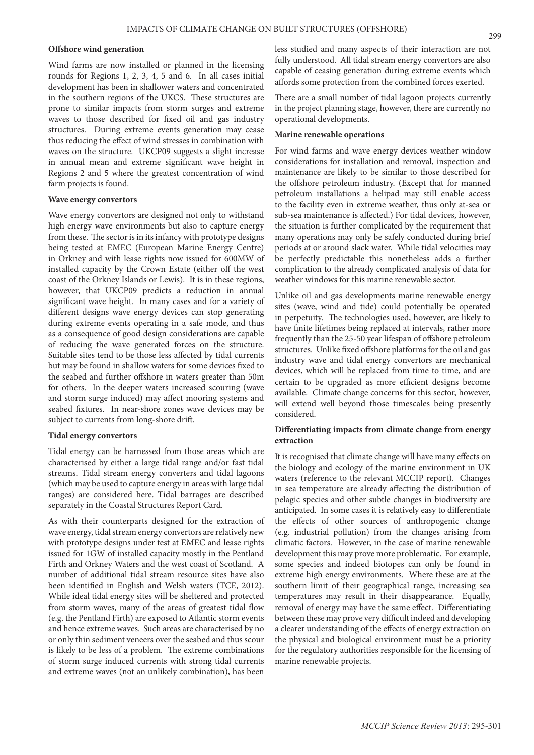**Offshore wind generation**

Wind farms are now installed or planned in the licensing rounds for Regions 1, 2, 3, 4, 5 and 6. In all cases initial development has been in shallower waters and concentrated in the southern regions of the UKCS. These structures are prone to similar impacts from storm surges and extreme waves to those described for fixed oil and gas industry structures. During extreme events generation may cease thus reducing the effect of wind stresses in combination with waves on the structure. UKCP09 suggests a slight increase in annual mean and extreme significant wave height in Regions 2 and 5 where the greatest concentration of wind farm projects is found.

**Wave energy convertors**

Wave energy convertors are designed not only to withstand high energy wave environments but also to capture energy from these. The sector is in its infancy with prototype designs being tested at EMEC (European Marine Energy Centre) in Orkney and with lease rights now issued for 600MW of installed capacity by the Crown Estate (either off the west coast of the Orkney Islands or Lewis). It is in these regions, however, that UKCP09 predicts a reduction in annual significant wave height. In many cases and for a variety of different designs wave energy devices can stop generating during extreme events operating in a safe mode, and thus as a consequence of good design considerations are capable of reducing the wave generated forces on the structure. Suitable sites tend to be those less affected by tidal currents but may be found in shallow waters for some devices fixed to the seabed and further offshore in waters greater than 50m for others. In the deeper waters increased scouring (wave and storm surge induced) may affect mooring systems and seabed fixtures. In near-shore zones wave devices may be subject to currents from long-shore drift.

**Tidal energy convertors**

Tidal energy can be harnessed from those areas which are characterised by either a large tidal range and/or fast tidal streams. Tidal stream energy converters and tidal lagoons (which may be used to capture energy in areas with large tidal ranges) are considered here. Tidal barrages are described separately in the Coastal Structures Report Card.

As with their counterparts designed for the extraction of wave energy, tidal stream energy convertors are relatively new with prototype designs under test at EMEC and lease rights issued for 1GW of installed capacity mostly in the Pentland Firth and Orkney Waters and the west coast of Scotland. A number of additional tidal stream resource sites have also been identified in English and Welsh waters (TCE, 2012). While ideal tidal energy sites will be sheltered and protected from storm waves, many of the areas of greatest tidal flow (e.g. the Pentland Firth) are exposed to Atlantic storm events and hence extreme waves. Such areas are characterised by no or only thin sediment veneers over the seabed and thus scour is likely to be less of a problem. The extreme combinations of storm surge induced currents with strong tidal currents and extreme waves (not an unlikely combination), has been less studied and many aspects of their interaction are not fully understood. All tidal stream energy convertors are also capable of ceasing generation during extreme events which affords some protection from the combined forces exerted.

There are a small number of tidal lagoon projects currently in the project planning stage, however, there are currently no operational developments.

**Marine renewable operations**

For wind farms and wave energy devices weather window considerations for installation and removal, inspection and maintenance are likely to be similar to those described for the offshore petroleum industry. (Except that for manned petroleum installations a helipad may still enable access to the facility even in extreme weather, thus only at-sea or sub-sea maintenance is affected.) For tidal devices, however, the situation is further complicated by the requirement that many operations may only be safely conducted during brief periods at or around slack water. While tidal velocities may be perfectly predictable this nonetheless adds a further complication to the already complicated analysis of data for weather windows for this marine renewable sector.

Unlike oil and gas developments marine renewable energy sites (wave, wind and tide) could potentially be operated in perpetuity. The technologies used, however, are likely to have finite lifetimes being replaced at intervals, rather more frequently than the 25-50 year lifespan of offshore petroleum structures. Unlike fixed offshore platforms for the oil and gas industry wave and tidal energy convertors are mechanical devices, which will be replaced from time to time, and are certain to be upgraded as more efficient designs become available. Climate change concerns for this sector, however, will extend well beyond those timescales being presently considered.

**Differentiating impacts from climate change from energy extraction**

It is recognised that climate change will have many effects on the biology and ecology of the marine environment in UK waters (reference to the relevant MCCIP report). Changes in sea temperature are already affecting the distribution of pelagic species and other subtle changes in biodiversity are anticipated. In some cases it is relatively easy to differentiate the effects of other sources of anthropogenic change (e.g. industrial pollution) from the changes arising from climatic factors. However, in the case of marine renewable development this may prove more problematic. For example, some species and indeed biotopes can only be found in extreme high energy environments. Where these are at the southern limit of their geographical range, increasing sea temperatures may result in their disappearance. Equally, removal of energy may have the same effect. Differentiating between these may prove very difficult indeed and developing a clearer understanding of the effects of energy extraction on the physical and biological environment must be a priority for the regulatory authorities responsible for the licensing of marine renewable projects.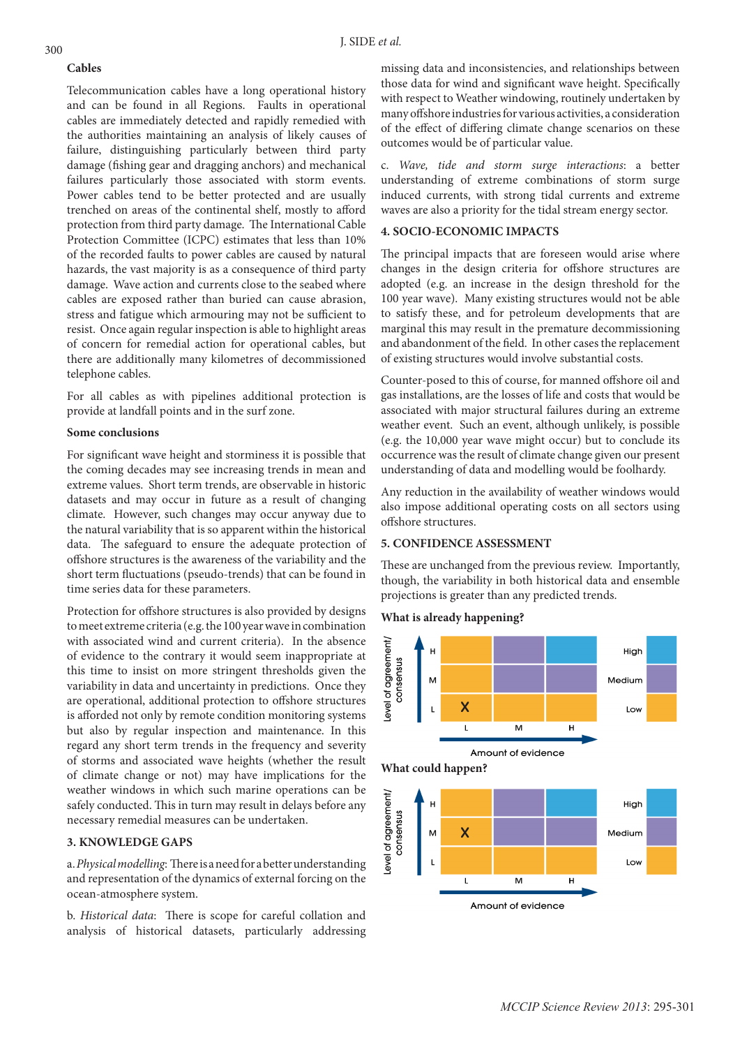### Cables

Telecommunication cables have a long operational history and can be found in all Regions. Faults in operational cables are immediately detected and rapidly remedied with the authorities maintaining an analysis of likely causes of failure, distinguishing particularly between third party damage (fishing gear and dragging anchors) and mechanical failures particularly those associated with storm events. Power cables tend to be better protected and are usually trenched on areas of the continental shelf, mostly to afford protection from third party damage. The International Cable Protection Committee (ICPC) estimates that less than 10% of the recorded faults to power cables are caused by natural hazards, the vast majority is as a consequence of third party damage. Wave action and currents close to the seabed where cables are exposed rather than buried can cause abrasion, stress and fatigue which armouring may not be sufficient to resist. Once again regular inspection is able to highlight areas of concern for remedial action for operational cables, but there are additionally many kilometres of decommissioned telephone cables.

For all cables as with pipelines additional protection is provide at landfall points and in the surf zone.

### Some conclusions

For significant wave height and storminess it is possible that the coming decades may see increasing trends in mean and extreme values. Short term trends, are observable in historic datasets and may occur in future as a result of changing climate. However, such changes may occur anyway due to the natural variability that is so apparent within the historical data. The safeguard to ensure the adequate protection of offshore structures is the awareness of the variability and the short term fluctuations (pseudo-trends) that can be found in time series data for these parameters.

Protection for offshore structures is also provided by designs to meet extreme criteria (e.g. the 100 year wave in combination with associated wind and current criteria). In the absence of evidence to the contrary it would seem inappropriate at this time to insist on more stringent thresholds given the variability in data and uncertainty in predictions. Once they are operational, additional protection to offshore structures is afforded not only by remote condition monitoring systems but also by regular inspection and maintenance. In this regard any short term trends in the frequency and severity of storms and associated wave heights (whether the result of climate change or not) may have implications for the weather windows in which such marine operations can be safely conducted. This in turn may result in delays before any necessary remedial measures can be undertaken.

## 3. KNOWLEDGE GAPS

a. *Physical modelling*: There is a need for a better understanding and representation of the dynamics of external forcing on the ocean-atmosphere system.

b. *Historical data*: There is scope for careful collation and analysis of historical datasets, particularly addressing missing data and inconsistencies, and relationships between those data for wind and significant wave height. Specifically with respect to Weather windowing, routinely undertaken by many offshore industries for various activities, a consideration of the effect of differing climate change scenarios on these outcomes would be of particular value.

c. *Wave, tide and storm surge interactions*: a better understanding of extreme combinations of storm surge induced currents, with strong tidal currents and extreme waves are also a priority for the tidal stream energy sector.

## 4. SOCIO-ECONOMIC IMPACTS

The principal impacts that are foreseen would arise where changes in the design criteria for offshore structures are adopted (e.g. an increase in the design threshold for the 100 year wave). Many existing structures would not be able to satisfy these, and for petroleum developments that are marginal this may result in the premature decommissioning and abandonment of the field. In other cases the replacement of existing structures would involve substantial costs.

Counter-posed to this of course, for manned offshore oil and gas installations, are the losses of life and costs that would be associated with major structural failures during an extreme weather event. Such an event, although unlikely, is possible (e.g. the 10,000 year wave might occur) but to conclude its occurrence was the result of climate change given our present understanding of data and modelling would be foolhardy.

Any reduction in the availability of weather windows would also impose additional operating costs on all sectors using offshore structures.

## 5. CONFIDENCE ASSESSMENT

These are unchanged from the previous review. Importantly, though, the variability in both historical data and ensemble projections is greater than any predicted trends.

### What is already happening?

| Level of agreement/consensus | L | M | H |
|---|---|---|---|
| H | | | |
| M | | | |
| L | X | | |

Amount of evidence

Legend: High, Medium, Low

### What could happen?

| Level of agreement/consensus | L | M | H |
|---|---|---|---|
| H | | | |
| M | X | | |
| L | | | |

Amount of evidence

Legend: High, Medium, Low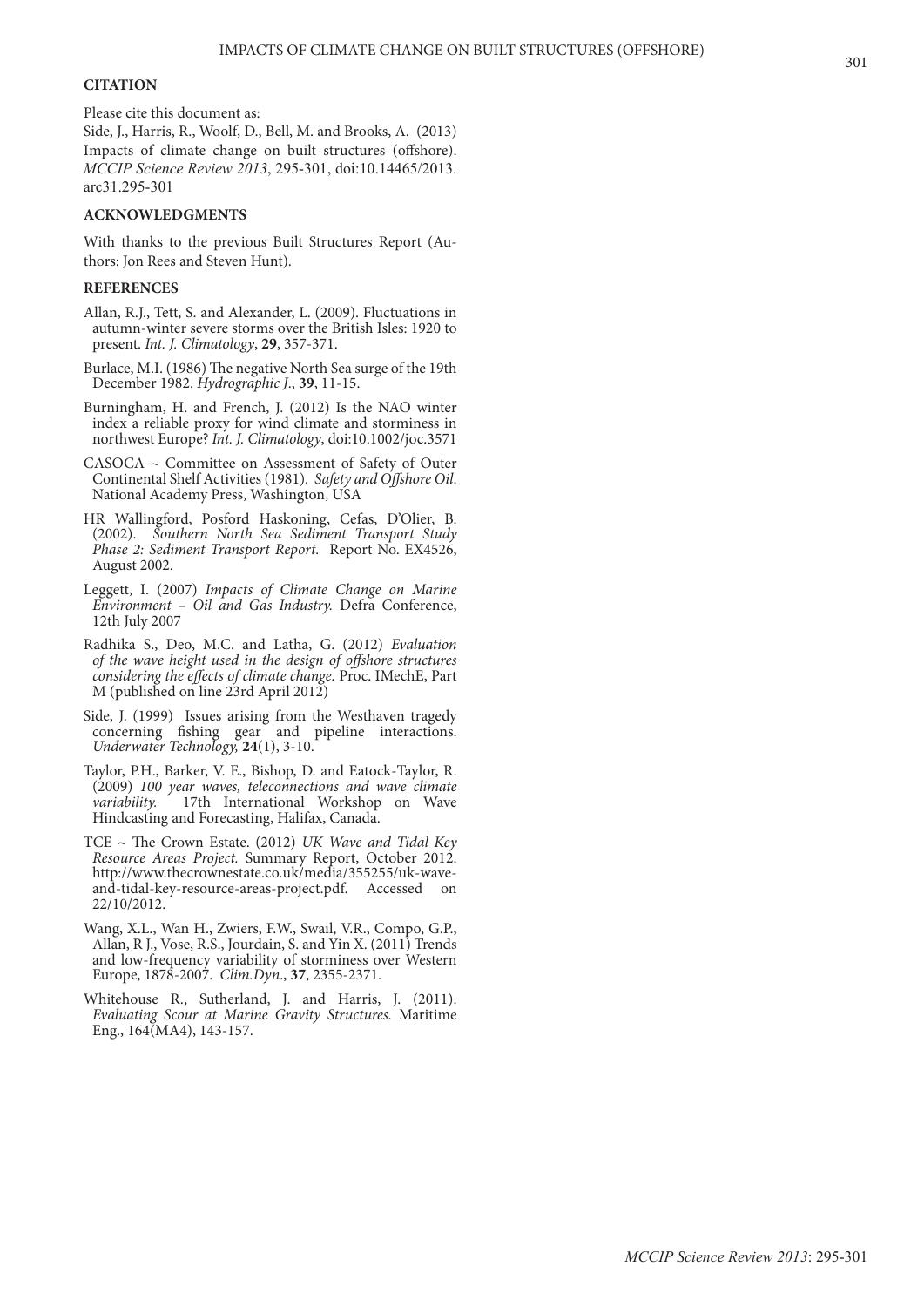## CITATION

Please cite this document as:

Side, J., Harris, R., Woolf, D., Bell, M. and Brooks, A. (2013) Impacts of climate change on built structures (offshore). *MCCIP Science Review 2013*, 295-301, doi:10.14465/2013.arc31.295-301

## ACKNOWLEDGMENTS

With thanks to the previous Built Structures Report (Authors: Jon Rees and Steven Hunt).

## REFERENCES

Allan, R.J., Tett, S. and Alexander, L. (2009). Fluctuations in autumn-winter severe storms over the British Isles: 1920 to present. *Int. J. Climatology*, **29**, 357-371.

Burlace, M.I. (1986) The negative North Sea surge of the 19th December 1982. *Hydrographic J*., **39**, 11-15.

Burningham, H. and French, J. (2012) Is the NAO winter index a reliable proxy for wind climate and storminess in northwest Europe? *Int. J. Climatology*, doi:10.1002/joc.3571

CASOCA ~ Committee on Assessment of Safety of Outer Continental Shelf Activities (1981). *Safety and Offshore Oil*. National Academy Press, Washington, USA

HR Wallingford, Posford Haskoning, Cefas, D'Olier, B. (2002). *Southern North Sea Sediment Transport Study Phase 2: Sediment Transport Report.* Report No. EX4526, August 2002.

Leggett, I. (2007) *Impacts of Climate Change on Marine Environment – Oil and Gas Industry.* Defra Conference, 12th July 2007

Radhika S., Deo, M.C. and Latha, G. (2012) *Evaluation of the wave height used in the design of offshore structures considering the effects of climate change.* Proc. IMechE, Part M (published on line 23rd April 2012)

Side, J. (1999) Issues arising from the Westhaven tragedy concerning fishing gear and pipeline interactions. *Underwater Technology,* **24**(1), 3-10.

Taylor, P.H., Barker, V. E., Bishop, D. and Eatock-Taylor, R. (2009) *100 year waves, teleconnections and wave climate variability.* 17th International Workshop on Wave Hindcasting and Forecasting, Halifax, Canada.

TCE ~ The Crown Estate. (2012) *UK Wave and Tidal Key Resource Areas Project.* Summary Report, October 2012. http://www.thecrownestate.co.uk/media/355255/uk-wave-and-tidal-key-resource-areas-project.pdf. Accessed on 22/10/2012.

Wang, X.L., Wan H., Zwiers, F.W., Swail, V.R., Compo, G.P., Allan, R J., Vose, R.S., Jourdain, S. and Yin X. (2011) Trends and low-frequency variability of storminess over Western Europe, 1878-2007. *Clim.Dyn*., **37**, 2355-2371.

Whitehouse R., Sutherland, J. and Harris, J. (2011). *Evaluating Scour at Marine Gravity Structures.* Maritime Eng., 164(MA4), 143-157.